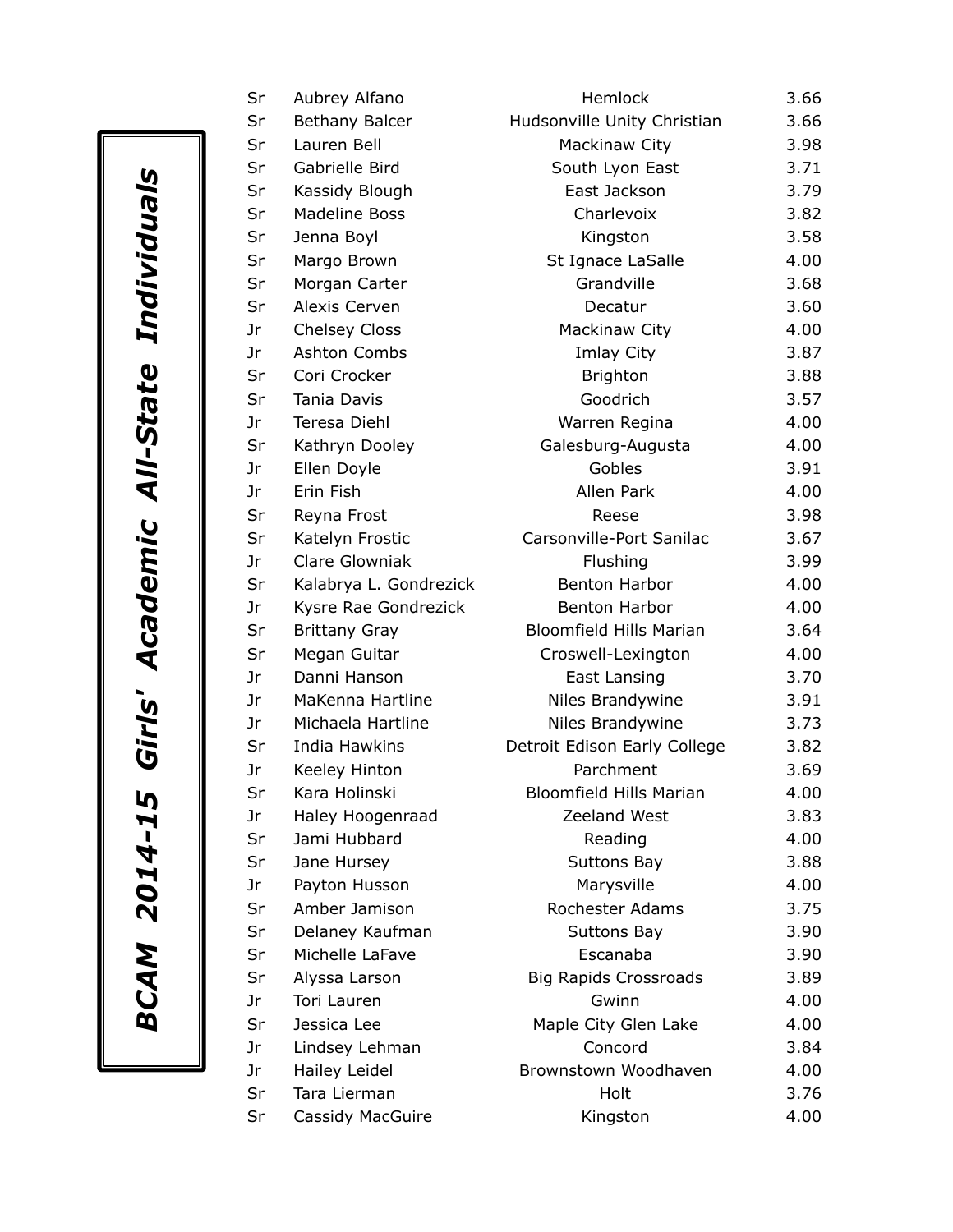# BCAM 2014-15 Girls' Academic All-State Individuals

| | | | |
|---|---|---|---|
| Sr | Aubrey Alfano | Hemlock | 3.66 |
| Sr | Bethany Balcer | Hudsonville Unity Christian | 3.66 |
| Sr | Lauren Bell | Mackinaw City | 3.98 |
| Sr | Gabrielle Bird | South Lyon East | 3.71 |
| Sr | Kassidy Blough | East Jackson | 3.79 |
| Sr | Madeline Boss | Charlevoix | 3.82 |
| Sr | Jenna Boyl | Kingston | 3.58 |
| Sr | Margo Brown | St Ignace LaSalle | 4.00 |
| Sr | Morgan Carter | Grandville | 3.68 |
| Sr | Alexis Cerven | Decatur | 3.60 |
| Jr | Chelsey Closs | Mackinaw City | 4.00 |
| Jr | Ashton Combs | Imlay City | 3.87 |
| Sr | Cori Crocker | Brighton | 3.88 |
| Sr | Tania Davis | Goodrich | 3.57 |
| Jr | Teresa Diehl | Warren Regina | 4.00 |
| Sr | Kathryn Dooley | Galesburg-Augusta | 4.00 |
| Jr | Ellen Doyle | Gobles | 3.91 |
| Jr | Erin Fish | Allen Park | 4.00 |
| Sr | Reyna Frost | Reese | 3.98 |
| Sr | Katelyn Frostic | Carsonville-Port Sanilac | 3.67 |
| Jr | Clare Glowniak | Flushing | 3.99 |
| Sr | Kalabrya L. Gondrezick | Benton Harbor | 4.00 |
| Jr | Kysre Rae Gondrezick | Benton Harbor | 4.00 |
| Sr | Brittany Gray | Bloomfield Hills Marian | 3.64 |
| Sr | Megan Guitar | Croswell-Lexington | 4.00 |
| Jr | Danni Hanson | East Lansing | 3.70 |
| Jr | MaKenna Hartline | Niles Brandywine | 3.91 |
| Jr | Michaela Hartline | Niles Brandywine | 3.73 |
| Sr | India Hawkins | Detroit Edison Early College | 3.82 |
| Jr | Keeley Hinton | Parchment | 3.69 |
| Sr | Kara Holinski | Bloomfield Hills Marian | 4.00 |
| Jr | Haley Hoogenraad | Zeeland West | 3.83 |
| Sr | Jami Hubbard | Reading | 4.00 |
| Sr | Jane Hursey | Suttons Bay | 3.88 |
| Jr | Payton Husson | Marysville | 4.00 |
| Sr | Amber Jamison | Rochester Adams | 3.75 |
| Sr | Delaney Kaufman | Suttons Bay | 3.90 |
| Sr | Michelle LaFave | Escanaba | 3.90 |
| Sr | Alyssa Larson | Big Rapids Crossroads | 3.89 |
| Jr | Tori Lauren | Gwinn | 4.00 |
| Sr | Jessica Lee | Maple City Glen Lake | 4.00 |
| Jr | Lindsey Lehman | Concord | 3.84 |
| Jr | Hailey Leidel | Brownstown Woodhaven | 4.00 |
| Sr | Tara Lierman | Holt | 3.76 |
| Sr | Cassidy MacGuire | Kingston | 4.00 |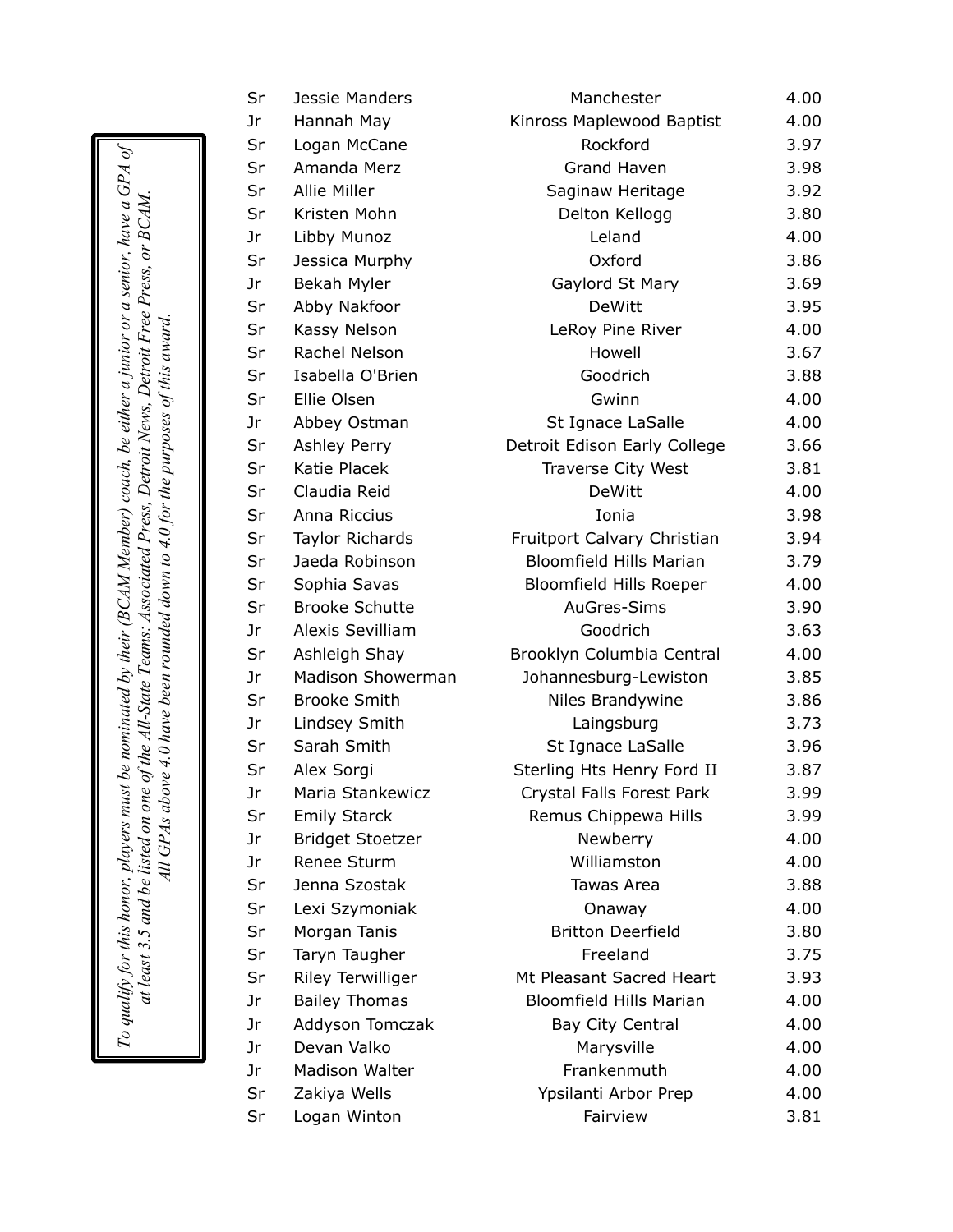*To qualify for this honor, players must be nominated by their (BCAM Member) coach, be either a junior or a senior, have a GPA of at least 3.5 and be listed on one of the All-State Teams: Associated Press, Detroit News, Detroit Free Press, or BCAM. All GPAs above 4.0 have been rounded down to 4.0 for the purposes of this award.*

| | | | |
|---|---|---|---|
| Sr | Jessie Manders | Manchester | 4.00 |
| Jr | Hannah May | Kinross Maplewood Baptist | 4.00 |
| Sr | Logan McCane | Rockford | 3.97 |
| Sr | Amanda Merz | Grand Haven | 3.98 |
| Sr | Allie Miller | Saginaw Heritage | 3.92 |
| Sr | Kristen Mohn | Delton Kellogg | 3.80 |
| Jr | Libby Munoz | Leland | 4.00 |
| Sr | Jessica Murphy | Oxford | 3.86 |
| Jr | Bekah Myler | Gaylord St Mary | 3.69 |
| Sr | Abby Nakfoor | DeWitt | 3.95 |
| Sr | Kassy Nelson | LeRoy Pine River | 4.00 |
| Sr | Rachel Nelson | Howell | 3.67 |
| Sr | Isabella O'Brien | Goodrich | 3.88 |
| Sr | Ellie Olsen | Gwinn | 4.00 |
| Jr | Abbey Ostman | St Ignace LaSalle | 4.00 |
| Sr | Ashley Perry | Detroit Edison Early College | 3.66 |
| Sr | Katie Placek | Traverse City West | 3.81 |
| Sr | Claudia Reid | DeWitt | 4.00 |
| Sr | Anna Riccius | Ionia | 3.98 |
| Sr | Taylor Richards | Fruitport Calvary Christian | 3.94 |
| Sr | Jaeda Robinson | Bloomfield Hills Marian | 3.79 |
| Sr | Sophia Savas | Bloomfield Hills Roeper | 4.00 |
| Sr | Brooke Schutte | AuGres-Sims | 3.90 |
| Jr | Alexis Sevilliam | Goodrich | 3.63 |
| Sr | Ashleigh Shay | Brooklyn Columbia Central | 4.00 |
| Jr | Madison Showerman | Johannesburg-Lewiston | 3.85 |
| Sr | Brooke Smith | Niles Brandywine | 3.86 |
| Jr | Lindsey Smith | Laingsburg | 3.73 |
| Sr | Sarah Smith | St Ignace LaSalle | 3.96 |
| Sr | Alex Sorgi | Sterling Hts Henry Ford II | 3.87 |
| Jr | Maria Stankewicz | Crystal Falls Forest Park | 3.99 |
| Sr | Emily Starck | Remus Chippewa Hills | 3.99 |
| Jr | Bridget Stoetzer | Newberry | 4.00 |
| Jr | Renee Sturm | Williamston | 4.00 |
| Sr | Jenna Szostak | Tawas Area | 3.88 |
| Sr | Lexi Szymoniak | Onaway | 4.00 |
| Sr | Morgan Tanis | Britton Deerfield | 3.80 |
| Sr | Taryn Taugher | Freeland | 3.75 |
| Sr | Riley Terwilliger | Mt Pleasant Sacred Heart | 3.93 |
| Jr | Bailey Thomas | Bloomfield Hills Marian | 4.00 |
| Jr | Addyson Tomczak | Bay City Central | 4.00 |
| Jr | Devan Valko | Marysville | 4.00 |
| Jr | Madison Walter | Frankenmuth | 4.00 |
| Sr | Zakiya Wells | Ypsilanti Arbor Prep | 4.00 |
| Sr | Logan Winton | Fairview | 3.81 |